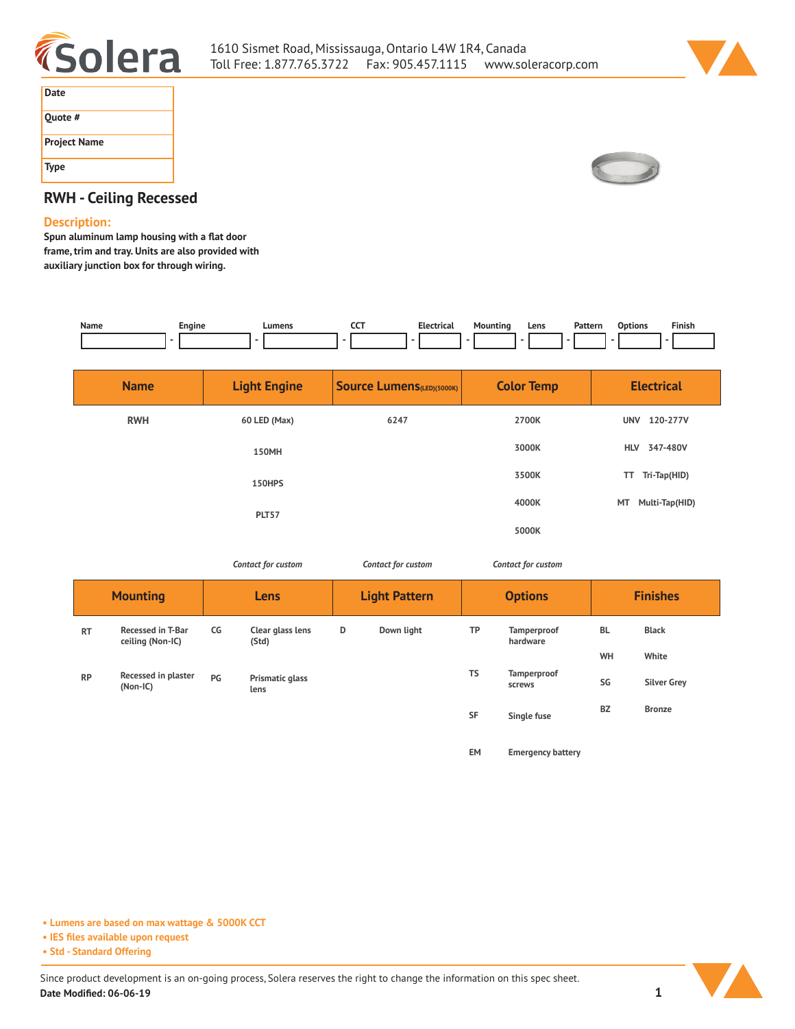1610 Sismet Road, Mississauga, Ontario L4W 1R4, Canada
Toll Free: 1.877.765.3722 Fax: 905.457.1115 www.soleracorp.com

| Date | |
|---|---|
| Quote # | |
| Project Name | |
| Type | |

## RWH - Ceiling Recessed

### Description:

**Spun aluminum lamp housing with a flat door frame, trim and tray. Units are also provided with auxiliary junction box for through wiring.**

| Name | Engine | Lumens | CCT | Electrical | Mounting | Lens | Pattern | Options | Finish |
|---|---|---|---|---|---|---|---|---|---|
| | | | | | | | | | |

| Name | Light Engine | Source Lumens(LED)(5000K) | Color Temp | Electrical |
|---|---|---|---|---|
| RWH | 60 LED (Max) | 6247 | 2700K | UNV 120-277V |
| | 150MH | | 3000K | HLV 347-480V |
| | 150HPS | | 3500K | TT Tri-Tap(HID) |
| | PLT57 | | 4000K | MT Multi-Tap(HID) |
| | | | 5000K | |
| | *Contact for custom* | *Contact for custom* | *Contact for custom* | |

| Mounting | | Lens | | Light Pattern | | Options | | Finishes | |
|---|---|---|---|---|---|---|---|---|---|
| RT | Recessed in T-Bar ceiling (Non-IC) | CG | Clear glass lens (Std) | D | Down light | TP | Tamperproof hardware | BL | Black |
| | | | | | | | | WH | White |
| RP | Recessed in plaster (Non-IC) | PG | Prismatic glass lens | | | TS | Tamperproof screws | SG | Silver Grey |
| | | | | | | SF | Single fuse | BZ | Bronze |
| | | | | | | EM | Emergency battery | | |

- Lumens are based on max wattage & 5000K CCT
- IES files available upon request
- Std - Standard Offering

Since product development is an on-going process, Solera reserves the right to change the information on this spec sheet.
**Date Modified: 06-06-19**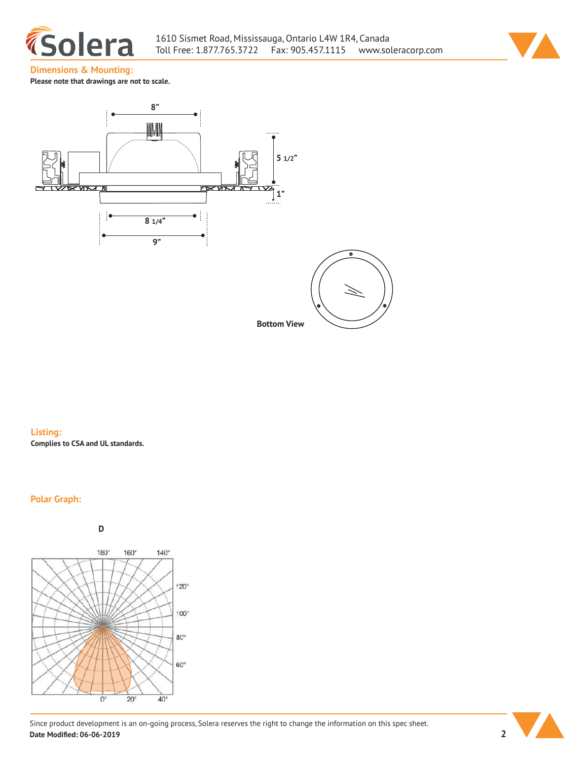## Dimensions & Mounting:

**Please note that drawings are not to scale.**

8"

5 1/2"

1"

8 1/4"

9"

Bottom View

## Listing:

**Complies to CSA and UL standards.**

## Polar Graph:

D

180° 160° 140°

120°

100°

80°

60°

0° 20° 40°

Since product development is an on-going process, Solera reserves the right to change the information on this spec sheet.

**Date Modified: 06-06-2019**